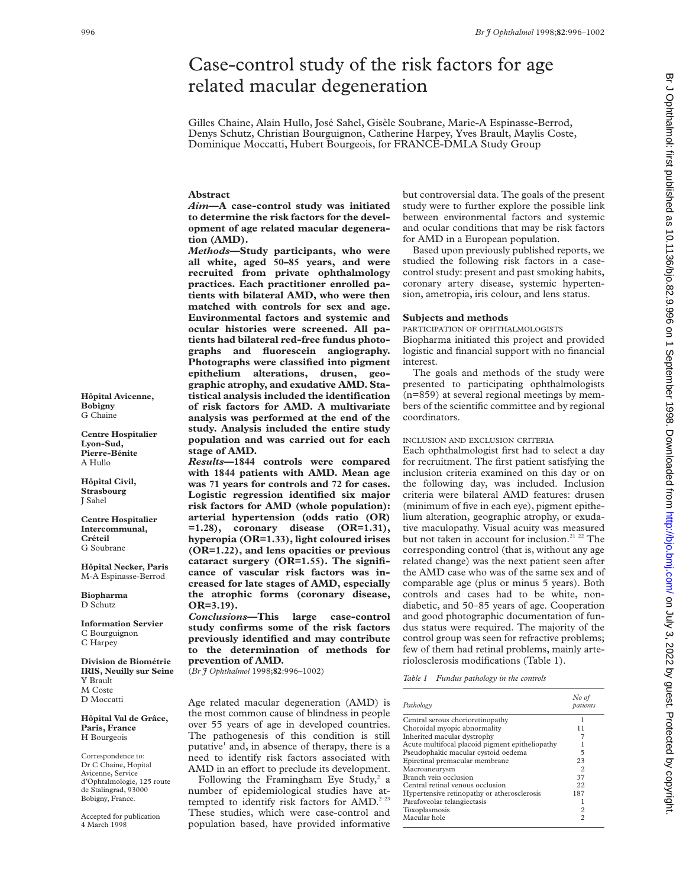# Case-control study of the risk factors for age related macular degeneration

Gilles Chaine, Alain Hullo, José Sahel, Gisèle Soubrane, Marie-A Espinasse-Berrod, Denys Schutz, Christian Bourguignon, Catherine Harpey, Yves Brault, Maylis Coste, Dominique Moccatti, Hubert Bourgeois, for FRANCE-DMLA Study Group

**Hôpital Avicenne, Bobigny**
G Chaine

**Centre Hospitalier Lyon-Sud, Pierre-Bénite**
A Hullo

**Hôpital Civil, Strasbourg**
J Sahel

**Centre Hospitalier Intercommunal, Créteil**
G Soubrane

**Hôpital Necker, Paris**
M-A Espinasse-Berrod

**Biopharma**
D Schutz

**Information Servier**
C Bourguignon
C Harpey

**Division de Biométrie IRIS, Neuilly sur Seine**
Y Brault
M Coste
D Moccatti

**Hôpital Val de Grâce, Paris, France**
H Bourgeois

Correspondence to: Dr C Chaine, Hopital Avicenne, Service d'Ophtalmologie, 125 route de Stalingrad, 93000 Bobigny, France.

Accepted for publication 4 March 1998

## Abstract

***Aim*—A case-control study was initiated to determine the risk factors for the development of age related macular degeneration (AMD).**

***Methods*—Study participants, who were all white, aged 50–85 years, and were recruited from private ophthalmology practices. Each practitioner enrolled patients with bilateral AMD, who were then matched with controls for sex and age. Environmental factors and systemic and ocular histories were screened. All patients had bilateral red-free fundus photographs and fluorescein angiography. Photographs were classified into pigment epithelium alterations, drusen, geographic atrophy, and exudative AMD. Statistical analysis included the identification of risk factors for AMD. A multivariate analysis was performed at the end of the study. Analysis included the entire study population and was carried out for each stage of AMD.**

***Results*—1844 controls were compared with 1844 patients with AMD. Mean age was 71 years for controls and 72 for cases. Logistic regression identified six major risk factors for AMD (whole population): arterial hypertension (odds ratio (OR) =1.28), coronary disease (OR=1.31), hyperopia (OR=1.33), light coloured irises (OR=1.22), and lens opacities or previous cataract surgery (OR=1.55). The significance of vascular risk factors was increased for late stages of AMD, especially the atrophic forms (coronary disease, OR=3.19).**

***Conclusions*—This large case-control study confirms some of the risk factors previously identified and may contribute to the determination of methods for prevention of AMD.**

(*Br J Ophthalmol* 1998;**82**:996–1002)

Age related macular degeneration (AMD) is the most common cause of blindness in people over 55 years of age in developed countries. The pathogenesis of this condition is still putative[1] and, in absence of therapy, there is a need to identify risk factors associated with AMD in an effort to preclude its development.

Following the Framingham Eye Study,[2] a number of epidemiological studies have attempted to identify risk factors for AMD.[2–23] These studies, which were case-control and population based, have provided informative but controversial data. The goals of the present study were to further explore the possible link between environmental factors and systemic and ocular conditions that may be risk factors for AMD in a European population.

Based upon previously published reports, we studied the following risk factors in a case-control study: present and past smoking habits, coronary artery disease, systemic hypertension, ametropia, iris colour, and lens status.

## Subjects and methods

### PARTICIPATION OF OPHTHALMOLOGISTS

Biopharma initiated this project and provided logistic and financial support with no financial interest.

The goals and methods of the study were presented to participating ophthalmologists (n=859) at several regional meetings by members of the scientific committee and by regional coordinators.

### INCLUSION AND EXCLUSION CRITERIA

Each ophthalmologist first had to select a day for recruitment. The first patient satisfying the inclusion criteria examined on this day or on the following day, was included. Inclusion criteria were bilateral AMD features: drusen (minimum of five in each eye), pigment epithelium alteration, geographic atrophy, or exudative maculopathy. Visual acuity was measured but not taken in account for inclusion.[21 22] The corresponding control (that is, without any age related change) was the next patient seen after the AMD case who was of the same sex and of comparable age (plus or minus 5 years). Both controls and cases had to be white, non-diabetic, and 50–85 years of age. Cooperation and good photographic documentation of fundus status were required. The majority of the control group was seen for refractive problems; few of them had retinal problems, mainly arteriolosclerosis modifications (Table 1).

*Table 1 Fundus pathology in the controls*

| *Pathology* | *No of patients* |
|---|---|
| Central serous chorioretinopathy | 1 |
| Choroidal myopic abnormality | 11 |
| Inherited macular dystrophy | 7 |
| Acute multifocal placoid pigment epitheliopathy | 1 |
| Pseudophakic macular cystoid oedema | 5 |
| Epiretinal premacular membrane | 23 |
| Macroaneurysm | 2 |
| Branch vein occlusion | 37 |
| Central retinal venous occlusion | 22 |
| Hypertensive retinopathy or atherosclerosis | 187 |
| Parafoveolar telangiectasis | 1 |
| Toxoplasmosis | 2 |
| Macular hole | 2 |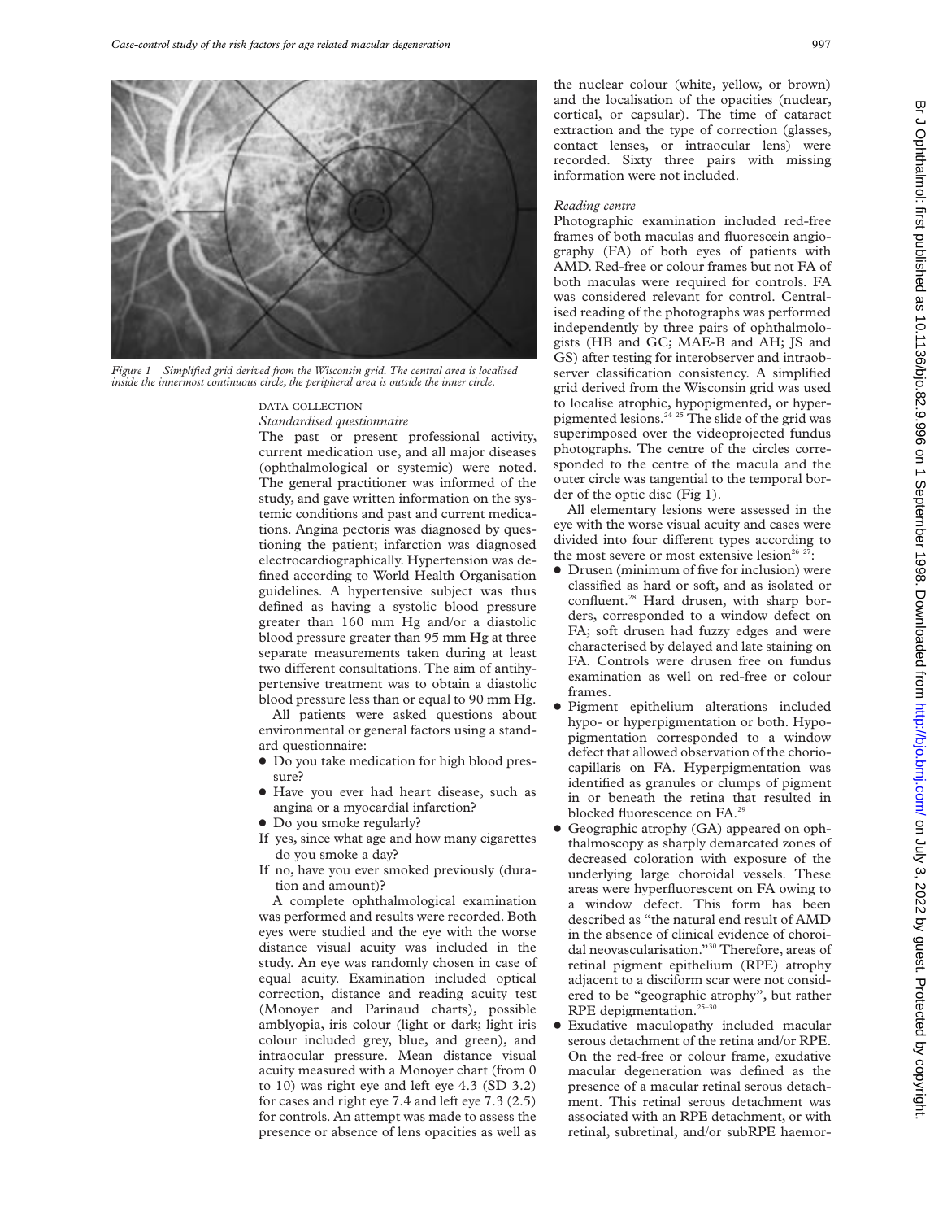Figure 1 Simplified grid derived from the Wisconsin grid. The central area is localised inside the innermost continuous circle, the peripheral area is outside the inner circle.

## DATA COLLECTION

### *Standardised questionnaire*

The past or present professional activity, current medication use, and all major diseases (ophthalmological or systemic) were noted. The general practitioner was informed of the study, and gave written information on the systemic conditions and past and current medications. Angina pectoris was diagnosed by questioning the patient; infarction was diagnosed electrocardiographically. Hypertension was defined according to World Health Organisation guidelines. A hypertensive subject was thus defined as having a systolic blood pressure greater than 160 mm Hg and/or a diastolic blood pressure greater than 95 mm Hg at three separate measurements taken during at least two different consultations. The aim of antihypertensive treatment was to obtain a diastolic blood pressure less than or equal to 90 mm Hg.

All patients were asked questions about environmental or general factors using a standard questionnaire:

- Do you take medication for high blood pressure?
- Have you ever had heart disease, such as angina or a myocardial infarction?
- Do you smoke regularly?

If yes, since what age and how many cigarettes do you smoke a day?

If no, have you ever smoked previously (duration and amount)?

A complete ophthalmological examination was performed and results were recorded. Both eyes were studied and the eye with the worse distance visual acuity was included in the study. An eye was randomly chosen in case of equal acuity. Examination included optical correction, distance and reading acuity test (Monoyer and Parinaud charts), possible amblyopia, iris colour (light or dark; light iris colour included grey, blue, and green), and intraocular pressure. Mean distance visual acuity measured with a Monoyer chart (from 0 to 10) was right eye and left eye 4.3 (SD 3.2) for cases and right eye 7.4 and left eye 7.3 (2.5) for controls. An attempt was made to assess the presence or absence of lens opacities as well as the nuclear colour (white, yellow, or brown) and the localisation of the opacities (nuclear, cortical, or capsular). The time of cataract extraction and the type of correction (glasses, contact lenses, or intraocular lens) were recorded. Sixty three pairs with missing information were not included.

### *Reading centre*

Photographic examination included red-free frames of both maculas and fluorescein angiography (FA) of both eyes of patients with AMD. Red-free or colour frames but not FA of both maculas were required for controls. FA was considered relevant for control. Centralised reading of the photographs was performed independently by three pairs of ophthalmologists (HB and GC; MAE-B and AH; JS and GS) after testing for interobserver and intraobserver classification consistency. A simplified grid derived from the Wisconsin grid was used to localise atrophic, hypopigmented, or hyperpigmented lesions.[24 25] The slide of the grid was superimposed over the videoprojected fundus photographs. The centre of the circles corresponded to the centre of the macula and the outer circle was tangential to the temporal border of the optic disc (Fig 1).

All elementary lesions were assessed in the eye with the worse visual acuity and cases were divided into four different types according to the most severe or most extensive lesion[26 27]:

- Drusen (minimum of five for inclusion) were classified as hard or soft, and as isolated or confluent.[28] Hard drusen, with sharp borders, corresponded to a window defect on FA; soft drusen had fuzzy edges and were characterised by delayed and late staining on FA. Controls were drusen free on fundus examination as well on red-free or colour frames.
- Pigment epithelium alterations included hypo- or hyperpigmentation or both. Hypopigmentation corresponded to a window defect that allowed observation of the choriocapillaris on FA. Hyperpigmentation was identified as granules or clumps of pigment in or beneath the retina that resulted in blocked fluorescence on FA.[29]
- Geographic atrophy (GA) appeared on ophthalmoscopy as sharply demarcated zones of decreased coloration with exposure of the underlying large choroidal vessels. These areas were hyperfluorescent on FA owing to a window defect. This form has been described as "the natural end result of AMD in the absence of clinical evidence of choroidal neovascularisation."[30] Therefore, areas of retinal pigment epithelium (RPE) atrophy adjacent to a disciform scar were not considered to be "geographic atrophy", but rather RPE depigmentation.[25–30]
- Exudative maculopathy included macular serous detachment of the retina and/or RPE. On the red-free or colour frame, exudative macular degeneration was defined as the presence of a macular retinal serous detachment. This retinal serous detachment was associated with an RPE detachment, or with retinal, subretinal, and/or subRPE haemor-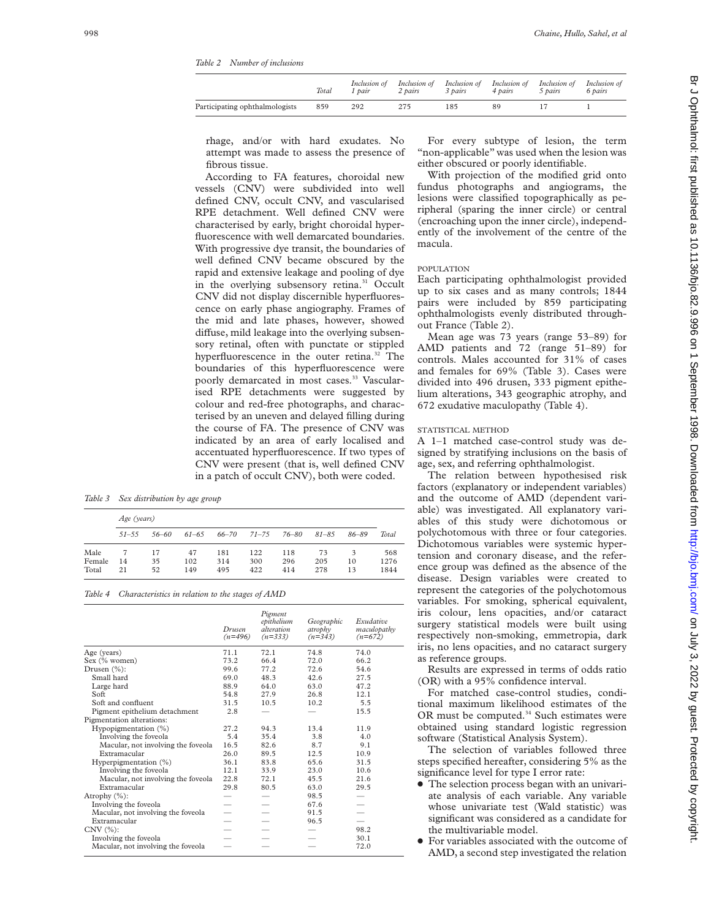*Table 2 Number of inclusions*

| | Total | Inclusion of 1 pair | Inclusion of 2 pairs | Inclusion of 3 pairs | Inclusion of 4 pairs | Inclusion of 5 pairs | Inclusion of 6 pairs |
|---|---|---|---|---|---|---|---|
| Participating ophthalmologists | 859 | 292 | 275 | 185 | 89 | 17 | 1 |

rhage, and/or with hard exudates. No attempt was made to assess the presence of fibrous tissue.

According to FA features, choroidal new vessels (CNV) were subdivided into well defined CNV, occult CNV, and vascularised RPE detachment. Well defined CNV were characterised by early, bright choroidal hyperfluorescence with well demarcated boundaries. With progressive dye transit, the boundaries of well defined CNV became obscured by the rapid and extensive leakage and pooling of dye in the overlying subsensory retina.[31] Occult CNV did not display discernible hyperfluorescence on early phase angiography. Frames of the mid and late phases, however, showed diffuse, mild leakage into the overlying subsensory retinal, often with punctate or stippled hyperfluorescence in the outer retina.[32] The boundaries of this hyperfluorescence were poorly demarcated in most cases.[33] Vascularised RPE detachments were suggested by colour and red-free photographs, and characterised by an uneven and delayed filling during the course of FA. The presence of CNV was indicated by an area of early localised and accentuated hyperfluorescence. If two types of CNV were present (that is, well defined CNV in a patch of occult CNV), both were coded.

For every subtype of lesion, the term "non-applicable" was used when the lesion was either obscured or poorly identifiable.

With projection of the modified grid onto fundus photographs and angiograms, the lesions were classified topographically as peripheral (sparing the inner circle) or central (encroaching upon the inner circle), independently of the involvement of the centre of the macula.

### POPULATION

Each participating ophthalmologist provided up to six cases and as many controls; 1844 pairs were included by 859 participating ophthalmologists evenly distributed throughout France (Table 2).

Mean age was 73 years (range 53–89) for AMD patients and 72 (range 51–89) for controls. Males accounted for 31% of cases and females for 69% (Table 3). Cases were divided into 496 drusen, 333 pigment epithelium alterations, 343 geographic atrophy, and 672 exudative maculopathy (Table 4).

*Table 3 Sex distribution by age group*

| | Age (years) | | | | | | | | |
|---|---|---|---|---|---|---|---|---|---|
| | 51–55 | 56–60 | 61–65 | 66–70 | 71–75 | 76–80 | 81–85 | 86–89 | Total |
| Male | 7 | 17 | 47 | 181 | 122 | 118 | 73 | 3 | 568 |
| Female | 14 | 35 | 102 | 314 | 300 | 296 | 205 | 10 | 1276 |
| Total | 21 | 52 | 149 | 495 | 422 | 414 | 278 | 13 | 1844 |

*Table 4 Characteristics in relation to the stages of AMD*

| | Drusen (n=496) | Pigment epithelium alteration (n=333) | Geographic atrophy (n=343) | Exudative maculopathy (n=672) |
|---|---|---|---|---|
| Age (years) | 71.1 | 72.1 | 74.8 | 74.0 |
| Sex (% women) | 73.2 | 66.4 | 72.0 | 66.2 |
| Drusen (%): | 99.6 | 77.2 | 72.6 | 54.6 |
| Small hard | 69.0 | 48.3 | 42.6 | 27.5 |
| Large hard | 88.9 | 64.0 | 63.0 | 47.2 |
| Soft | 54.8 | 27.9 | 26.8 | 12.1 |
| Soft and confluent | 31.5 | 10.5 | 10.2 | 5.5 |
| Pigment epithelium detachment | 2.8 | — | — | 15.5 |
| Pigmentation alterations: | | | | |
| Hypopigmentation (%) | 27.2 | 94.3 | 13.4 | 11.9 |
| Involving the foveola | 5.4 | 35.4 | 3.8 | 4.0 |
| Macular, not involving the foveola | 16.5 | 82.6 | 8.7 | 9.1 |
| Extramacular | 26.0 | 89.5 | 12.5 | 10.9 |
| Hyperpigmentation (%) | 36.1 | 83.8 | 65.6 | 31.5 |
| Involving the foveola | 12.1 | 33.9 | 23.0 | 10.6 |
| Macular, not involving the foveola | 22.8 | 72.1 | 45.5 | 21.6 |
| Extramacular | 29.8 | 80.5 | 63.0 | 29.5 |
| Atrophy (%): | — | — | 98.5 | — |
| Involving the foveola | — | — | 67.6 | — |
| Macular, not involving the foveola | — | — | 91.5 | — |
| Extramacular | — | — | 96.5 | — |
| CNV (%): | — | — | — | 98.2 |
| Involving the foveola | — | — | — | 30.1 |
| Macular, not involving the foveola | — | — | — | 72.0 |

### STATISTICAL METHOD

A 1–1 matched case-control study was designed by stratifying inclusions on the basis of age, sex, and referring ophthalmologist.

The relation between hypothesised risk factors (explanatory or independent variables) and the outcome of AMD (dependent variable) was investigated. All explanatory variables of this study were dichotomous or polychotomous with three or four categories. Dichotomous variables were systemic hypertension and coronary disease, and the reference group was defined as the absence of the disease. Design variables were created to represent the categories of the polychotomous variables. For smoking, spherical equivalent, iris colour, lens opacities, and/or cataract surgery statistical models were built using respectively non-smoking, emmetropia, dark iris, no lens opacities, and no cataract surgery as reference groups.

Results are expressed in terms of odds ratio (OR) with a 95% confidence interval.

For matched case-control studies, conditional maximum likelihood estimates of the OR must be computed.[34] Such estimates were obtained using standard logistic regression software (Statistical Analysis System).

The selection of variables followed three steps specified hereafter, considering 5% as the significance level for type I error rate:

- The selection process began with an univariate analysis of each variable. Any variable whose univariate test (Wald statistic) was significant was considered as a candidate for the multivariable model.
- For variables associated with the outcome of AMD, a second step investigated the relation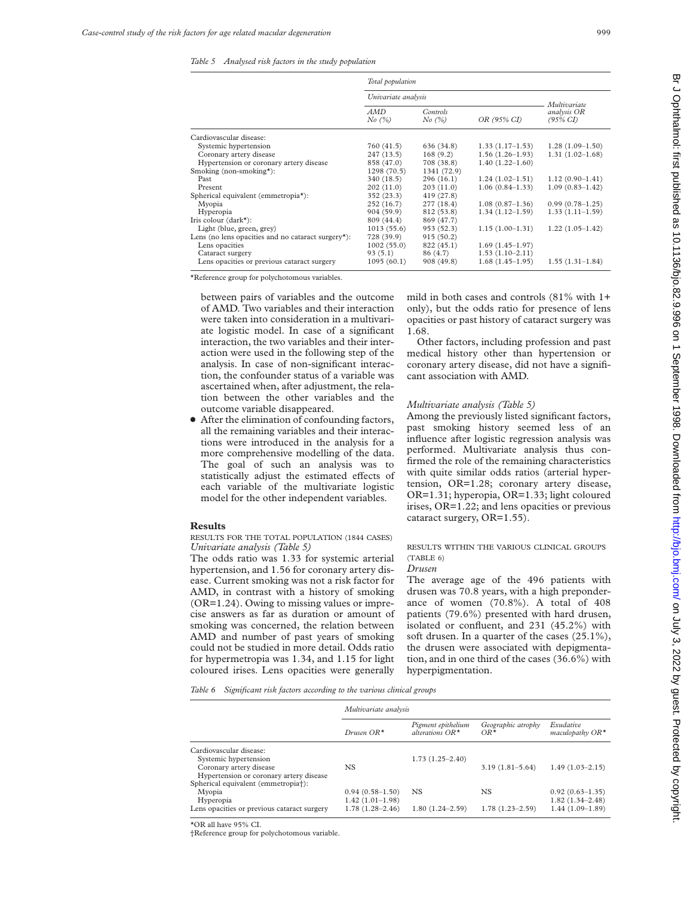*Table 5 Analysed risk factors in the study population*

| | Total population | | | |
|---|---|---|---|---|
| | Univariate analysis | | | Multivariate analysis OR (95% CI) |
| | AMD No (%) | Controls No (%) | OR (95% CI) | |
| Cardiovascular disease: | | | | |
| Systemic hypertension | 760 (41.5) | 636 (34.8) | 1.33 (1.17–1.53) | 1.28 (1.09–1.50) |
| Coronary artery disease | 247 (13.5) | 168 (9.2) | 1.56 (1.26–1.93) | 1.31 (1.02–1.68) |
| Hypertension or coronary artery disease | 858 (47.0) | 708 (38.8) | 1.40 (1.22–1.60) | |
| Smoking (non-smoking*): | 1298 (70.5) | 1341 (72.9) | | |
| Past | 340 (18.5) | 296 (16.1) | 1.24 (1.02–1.51) | 1.12 (0.90–1.41) |
| Present | 202 (11.0) | 203 (11.0) | 1.06 (0.84–1.33) | 1.09 (0.83–1.42) |
| Spherical equivalent (emmetropia*): | 352 (23.3) | 419 (27.8) | | |
| Myopia | 252 (16.7) | 277 (18.4) | 1.08 (0.87–1.36) | 0.99 (0.78–1.25) |
| Hyperopia | 904 (59.9) | 812 (53.8) | 1.34 (1.12–1.59) | 1.33 (1.11–1.59) |
| Iris colour (dark*): | 809 (44.4) | 869 (47.7) | | |
| Light (blue, green, grey) | 1013 (55.6) | 953 (52.3) | 1.15 (1.00–1.31) | 1.22 (1.05–1.42) |
| Lens (no lens opacities and no cataract surgery*): | 728 (39.9) | 915 (50.2) | | |
| Lens opacities | 1002 (55.0) | 822 (45.1) | 1.69 (1.45–1.97) | |
| Cataract surgery | 93 (5.1) | 86 (4.7) | 1.53 (1.10–2.11) | |
| Lens opacities or previous cataract surgery | 1095 (60.1) | 908 (49.8) | 1.68 (1.45–1.95) | 1.55 (1.31–1.84) |

*Reference group for polychotomous variables.

between pairs of variables and the outcome of AMD. Two variables and their interaction were taken into consideration in a multivariate logistic model. In case of a significant interaction, the two variables and their interaction were used in the following step of the analysis. In case of non-significant interaction, the confounder status of a variable was ascertained when, after adjustment, the relation between the other variables and the outcome variable disappeared.

- After the elimination of confounding factors, all the remaining variables and their interactions were introduced in the analysis for a more comprehensive modelling of the data. The goal of such an analysis was to statistically adjust the estimated effects of each variable of the multivariate logistic model for the other independent variables.

## Results

### RESULTS FOR THE TOTAL POPULATION (1844 CASES)

*Univariate analysis (Table 5)*

The odds ratio was 1.33 for systemic arterial hypertension, and 1.56 for coronary artery disease. Current smoking was not a risk factor for AMD, in contrast with a history of smoking (OR=1.24). Owing to missing values or imprecise answers as far as duration or amount of smoking was concerned, the relation between AMD and number of past years of smoking could not be studied in more detail. Odds ratio for hypermetropia was 1.34, and 1.15 for light coloured irises. Lens opacities were generally mild in both cases and controls (81% with 1+ only), but the odds ratio for presence of lens opacities or past history of cataract surgery was 1.68.

Other factors, including profession and past medical history other than hypertension or coronary artery disease, did not have a significant association with AMD.

*Multivariate analysis (Table 5)*

Among the previously listed significant factors, past smoking history seemed less of an influence after logistic regression analysis was performed. Multivariate analysis thus confirmed the role of the remaining characteristics with quite similar odds ratios (arterial hypertension, OR=1.28; coronary artery disease, OR=1.31; hyperopia, OR=1.33; light coloured irises, OR=1.22; and lens opacities or previous cataract surgery, OR=1.55).

### RESULTS WITHIN THE VARIOUS CLINICAL GROUPS (TABLE 6)

*Drusen*

The average age of the 496 patients with drusen was 70.8 years, with a high preponderance of women (70.8%). A total of 408 patients (79.6%) presented with hard drusen, isolated or confluent, and 231 (45.2%) with soft drusen. In a quarter of the cases (25.1%), the drusen were associated with depigmentation, and in one third of the cases (36.6%) with hyperpigmentation.

*Table 6 Significant risk factors according to the various clinical groups*

| | Multivariate analysis | | | |
|---|---|---|---|---|
| | Drusen OR* | Pigment epithelium alterations OR* | Geographic atrophy OR* | Exudative maculopathy OR* |
| Cardiovascular disease: | | | | |
| Systemic hypertension | | 1.73 (1.25–2.40) | | |
| Coronary artery disease | NS | | 3.19 (1.81–5.64) | 1.49 (1.03–2.15) |
| Hypertension or coronary artery disease | | | | |
| Spherical equivalent (emmetropia†): | | | | |
| Myopia | 0.94 (0.58–1.50) | NS | NS | 0.92 (0.63–1.35) |
| Hyperopia | 1.42 (1.01–1.98) | | | 1.82 (1.34–2.48) |
| Lens opacities or previous cataract surgery | 1.78 (1.28–2.46) | 1.80 (1.24–2.59) | 1.78 (1.23–2.59) | 1.44 (1.09–1.89) |

*OR all have 95% CI.
†Reference group for polychotomous variable.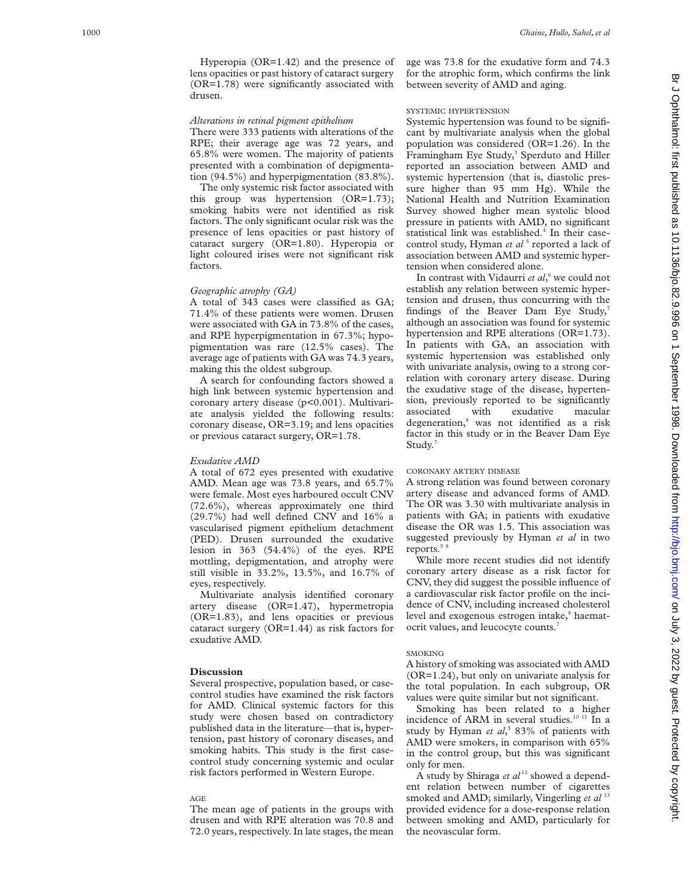Hyperopia (OR=1.42) and the presence of lens opacities or past history of cataract surgery (OR=1.78) were significantly associated with drusen.

*Alterations in retinal pigment epithelium*

There were 333 patients with alterations of the RPE; their average age was 72 years, and 65.8% were women. The majority of patients presented with a combination of depigmentation (94.5%) and hyperpigmentation (83.8%).

The only systemic risk factor associated with this group was hypertension (OR=1.73); smoking habits were not identified as risk factors. The only significant ocular risk was the presence of lens opacities or past history of cataract surgery (OR=1.80). Hyperopia or light coloured irises were not significant risk factors.

*Geographic atrophy (GA)*

A total of 343 cases were classified as GA; 71.4% of these patients were women. Drusen were associated with GA in 73.8% of the cases, and RPE hyperpigmentation in 67.3%; hypopigmentation was rare (12.5% cases). The average age of patients with GA was 74.3 years, making this the oldest subgroup.

A search for confounding factors showed a high link between systemic hypertension and coronary artery disease ($p<0.001$). Multivariate analysis yielded the following results: coronary disease, OR=3.19; and lens opacities or previous cataract surgery, OR=1.78.

*Exudative AMD*

A total of 672 eyes presented with exudative AMD. Mean age was 73.8 years, and 65.7% were female. Most eyes harboured occult CNV (72.6%), whereas approximately one third (29.7%) had well defined CNV and 16% a vascularised pigment epithelium detachment (PED). Drusen surrounded the exudative lesion in 363 (54.4%) of the eyes. RPE mottling, depigmentation, and atrophy were still visible in 33.2%, 13.5%, and 16.7% of eyes, respectively.

Multivariate analysis identified coronary artery disease (OR=1.47), hypermetropia (OR=1.83), and lens opacities or previous cataract surgery (OR=1.44) as risk factors for exudative AMD.

## Discussion

Several prospective, population based, or case-control studies have examined the risk factors for AMD. Clinical systemic factors for this study were chosen based on contradictory published data in the literature—that is, hypertension, past history of coronary diseases, and smoking habits. This study is the first case-control study concerning systemic and ocular risk factors performed in Western Europe.

### AGE

The mean age of patients in the groups with drusen and with RPE alteration was 70.8 and 72.0 years, respectively. In late stages, the mean age was 73.8 for the exudative form and 74.3 for the atrophic form, which confirms the link between severity of AMD and aging.

### SYSTEMIC HYPERTENSION

Systemic hypertension was found to be significant by multivariate analysis when the global population was considered (OR=1.26). In the Framingham Eye Study,[3] Sperduto and Hiller reported an association between AMD and systemic hypertension (that is, diastolic pressure higher than 95 mm Hg). While the National Health and Nutrition Examination Survey showed higher mean systolic blood pressure in patients with AMD, no significant statistical link was established.[4] In their case-control study, Hyman *et al*[5] reported a lack of association between AMD and systemic hypertension when considered alone.

In contrast with Vidaurri *et al*,[6] we could not establish any relation between systemic hypertension and drusen, thus concurring with the findings of the Beaver Dam Eye Study,[7] although an association was found for systemic hypertension and RPE alterations (OR=1.73). In patients with GA, an association with systemic hypertension was established only with univariate analysis, owing to a strong correlation with coronary artery disease. During the exudative stage of the disease, hypertension, previously reported to be significantly associated with exudative macular degeneration,[8] was not identified as a risk factor in this study or in the Beaver Dam Eye Study.[7]

### CORONARY ARTERY DISEASE

A strong relation was found between coronary artery disease and advanced forms of AMD. The OR was 3.30 with multivariate analysis in patients with GA; in patients with exudative disease the OR was 1.5. This association was suggested previously by Hyman *et al* in two reports.[5 8]

While more recent studies did not identify coronary artery disease as a risk factor for CNV, they did suggest the possible influence of a cardiovascular risk factor profile on the incidence of CNV, including increased cholesterol level and exogenous estrogen intake,[9] haematocrit values, and leucocyte counts.[7]

### SMOKING

A history of smoking was associated with AMD (OR=1.24), but only on univariate analysis for the total population. In each subgroup, OR values were quite similar but not significant.

Smoking has been related to a higher incidence of ARM in several studies.[10 11] In a study by Hyman *et al*,[5] 83% of patients with AMD were smokers, in comparison with 65% in the control group, but this was significant only for men.

A study by Shiraga *et al*[12] showed a dependent relation between number of cigarettes smoked and AMD; similarly, Vingerling *et al*[13] provided evidence for a dose-response relation between smoking and AMD, particularly for the neovascular form.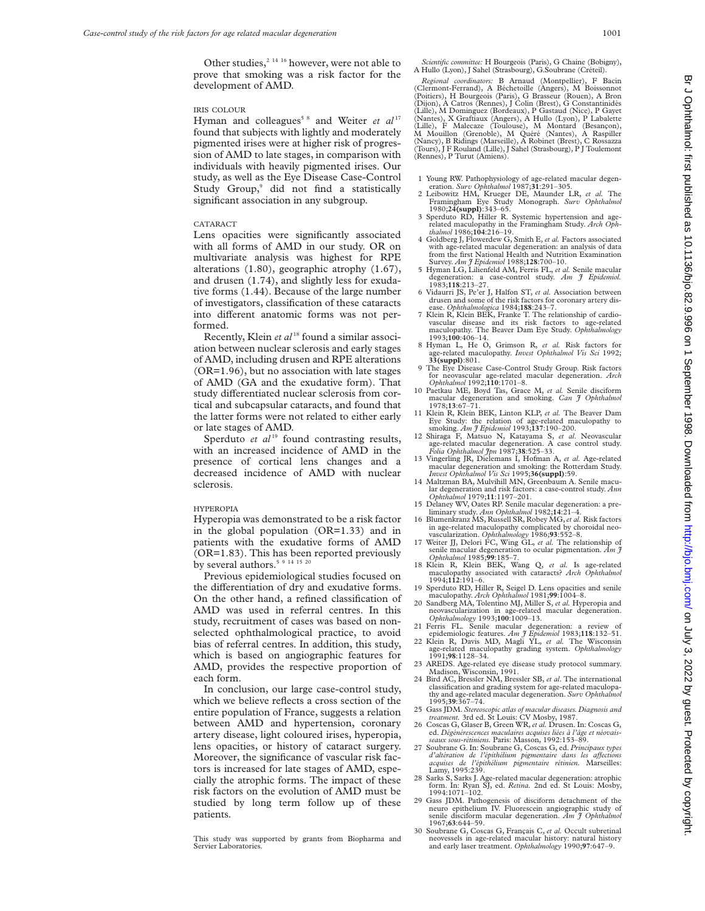Other studies,[2 14 16] however, were not able to prove that smoking was a risk factor for the development of AMD.

### IRIS COLOUR

Hyman and colleagues[5 8] and Weiter *et al*[17] found that subjects with lightly and moderately pigmented irises were at higher risk of progression of AMD to late stages, in comparison with individuals with heavily pigmented irises. Our study, as well as the Eye Disease Case-Control Study Group,[9] did not find a statistically significant association in any subgroup.

### CATARACT

Lens opacities were significantly associated with all forms of AMD in our study. OR on multivariate analysis was highest for RPE alterations (1.80), geographic atrophy (1.67), and drusen (1.74), and slightly less for exudative forms (1.44). Because of the large number of investigators, classification of these cataracts into different anatomic forms was not performed.

Recently, Klein *et al*[18] found a similar association between nuclear sclerosis and early stages of AMD, including drusen and RPE alterations (OR=1.96), but no association with late stages of AMD (GA and the exudative form). That study differentiated nuclear sclerosis from cortical and subcapsular cataracts, and found that the latter forms were not related to either early or late stages of AMD.

Sperduto *et al*[19] found contrasting results, with an increased incidence of AMD in the presence of cortical lens changes and a decreased incidence of AMD with nuclear sclerosis.

### HYPEROPIA

Hyperopia was demonstrated to be a risk factor in the global population (OR=1.33) and in patients with the exudative forms of AMD (OR=1.83). This has been reported previously by several authors.[5 9 14 15 20]

Previous epidemiological studies focused on the differentiation of dry and exudative forms. On the other hand, a refined classification of AMD was used in referral centres. In this study, recruitment of cases was based on non-selected ophthalmological practice, to avoid bias of referral centres. In addition, this study, which is based on angiographic features for AMD, provides the respective proportion of each form.

In conclusion, our large case-control study, which we believe reflects a cross section of the entire population of France, suggests a relation between AMD and hypertension, coronary artery disease, light coloured irises, hyperopia, lens opacities, or history of cataract surgery. Moreover, the significance of vascular risk factors is increased for late stages of AMD, especially the atrophic forms. The impact of these risk factors on the evolution of AMD must be studied by long term follow up of these patients.

This study was supported by grants from Biopharma and Servier Laboratories.

*Scientific committee:* H Bourgeois (Paris), G Chaine (Bobigny), A Hullo (Lyon), J Sahel (Strasbourg), G.Soubrane (Créteil).

*Regional coordinators:* B Arnaud (Montpellier), F Bacin (Clermont-Ferrand), A Béchetoille (Angers), M Boissonnot (Poitiers), H Bourgeois (Paris), G Brasseur (Rouen), A Bron (Dijon), A Catros (Rennes), J Colin (Brest), G Constantinidès (Lille), M Dominguez (Bordeaux), P Gastaud (Nice), P Gayet (Nantes), X Graftiaux (Angers), A Hullo (Lyon), P Labalette (Lille), F Malecaze (Toulouse), M Montard (Besançon), M Mouillon (Grenoble), M Quéré (Nantes), A Raspiller (Nancy), B Ridings (Marseille), A Robinet (Brest), C Rossazza (Tours), J F Rouland (Lille), J Sahel (Strasbourg), P J Toulemont (Rennes), P Turut (Amiens).

1. Young RW. Pathophysiology of age-related macular degeneration. *Surv Ophthalmol* 1987;**31**:291–305.
2. Leibowitz HM, Krueger DE, Maunder LR, *et al.* The Framingham Eye Study Monograph. *Surv Ophthalmol* 1980;**24(suppl)**:343–65.
3. Sperduto RD, Hiller R. Systemic hypertension and age-related maculopathy in the Framingham Study. *Arch Ophthalmol* 1986;**104**:216–19.
4. Goldberg J, Flowerdew G, Smith E, *et al.* Factors associated with age-related macular degeneration: an analysis of data from the first National Health and Nutrition Examination Survey. *Am J Epidemiol* 1988;**128**:700–10.
5. Hyman LG, Lilienfeld AM, Ferris FL, *et al.* Senile macular degeneration: a case-control study. *Am J Epidemiol.* 1983;**118**:213–27.
6. Vidaurri JS, Pe'er J, Halfon ST, *et al.* Association between drusen and some of the risk factors for coronary artery disease. *Ophthalmologica* 1984;**188**:243–7.
7. Klein R, Klein BEK, Franke T. The relationship of cardiovascular disease and its risk factors to age-related maculopathy. The Beaver Dam Eye Study. *Ophthalmology* 1993;**100**:406–14.
8. Hyman L, He O, Grimson R, *et al.* Risk factors for age-related maculopathy. *Invest Ophthalmol Vis Sci* 1992; **33(suppl)**:801.
9. The Eye Disease Case-Control Study Group. Risk factors for neovascular age-related macular degeneration. *Arch Ophthalmol* 1992;**110**:1701–8.
10. Paetkau ME, Boyd Tas, Grace M, *et al.* Senile disciform macular degeneration and smoking. *Can J Ophthalmol* 1978;**13**:67–71.
11. Klein R, Klein BEK, Linton KLP, *et al.* The Beaver Dam Eye Study: the relation of age-related maculopathy to smoking. *Am J Epidemiol* 1993;**137**:190–200.
12. Shiraga F, Matsuo N, Katayama S, *et al.* Neovascular age-related macular degeneration. A case control study. *Folia Ophthalmol Jpn* 1987;**38**:525–33.
13. Vingerling JR, Dielemans I, Hofman A, *et al.* Age-related macular degeneration and smoking: the Rotterdam Study. *Invest Ophthalmol Vis Sci* 1995;**36(suppl)**:59.
14. Maltzman BA, Mulvihill MN, Greenbaum A. Senile macular degeneration and risk factors: a case-control study. *Ann Ophthalmol* 1979;**11**:1197–201.
15. Delaney WV, Oates RP. Senile macular degeneration: a preliminary study. *Ann Ophthalmol* 1982;**14**:21–4.
16. Blumenkranz MS, Russell SR, Robey MG, *et al.* Risk factors in age-related maculopathy complicated by choroidal neovascularization. *Ophthalmology* 1986;**93**:552–8.
17. Weiter JJ, Delori FC, Wing GL, *et al.* The relationship of senile macular degeneration to ocular pigmentation. *Am J Ophthalmol* 1985;**99**:185–7.
18. Klein R, Klein BEK, Wang Q, *et al.* Is age-related maculopathy associated with cataracts? *Arch Ophthalmol* 1994;**112**:191–6.
19. Sperduto RD, Hiller R, Seigel D. Lens opacities and senile maculopathy. *Arch Ophthalmol* 1981;**99**:1004–8.
20. Sandberg MA, Tolentino MJ, Miller S, *et al.* Hyperopia and neovascularization in age-related macular degeneration. *Ophthalmology* 1993;**100**:1009–13.
21. Ferris FL. Senile macular degeneration: a review of epidemiologic features. *Am J Epidemiol* 1983;**118**:132–51.
22. Klein R, Davis MD, Magli YL, *et al.* The Wisconsin age-related maculopathy grading system. *Ophthalmology* 1991;**98**:1128–34.
23. AREDS. Age-related eye disease study protocol summary. Madison, Wisconsin, 1991.
24. Bird AC, Bressler NM, Bressler SB, *et al.* The international classification and grading system for age-related maculopathy and age-related macular degeneration. *Surv Ophthalmol* 1995;**39**:367–74.
25. Gass JDM. *Stereoscopic atlas of macular diseases. Diagnosis and treatment.* 3rd ed. St Louis: CV Mosby, 1987.
26. Coscas G, Glaser B, Green WR, *et al.* Drusen. In: Coscas G, ed. *Dégénérescences maculaires acquises liées à l'âge et néovaisseaux sous-rétiniens.* Paris: Masson, 1992:153–89.
27. Soubrane G. In: Soubrane G, Coscas G, ed. *Principaux types d'altération de l'épithélium pigmentaire dans les affections acquises de l'épithélium pigmentaire rétinien.* Marseilles: Lamy, 1995:239.
28. Sarks S, Sarks J. Age-related macular degeneration: atrophic form. In: Ryan SJ, ed. *Retina.* 2nd ed. St Louis: Mosby, 1994:1071–102.
29. Gass JDM. Pathogenesis of disciform detachment of the neuro epithelium IV. Fluorescein angiographic study of senile disciform macular degeneration. *Am J Ophthalmol* 1967;**63**:644–59.
30. Soubrane G, Coscas G, Français C, *et al.* Occult subretinal neovessels in age-related macular history: natural history and early laser treatment. *Ophthalmology* 1990;**97**:647–9.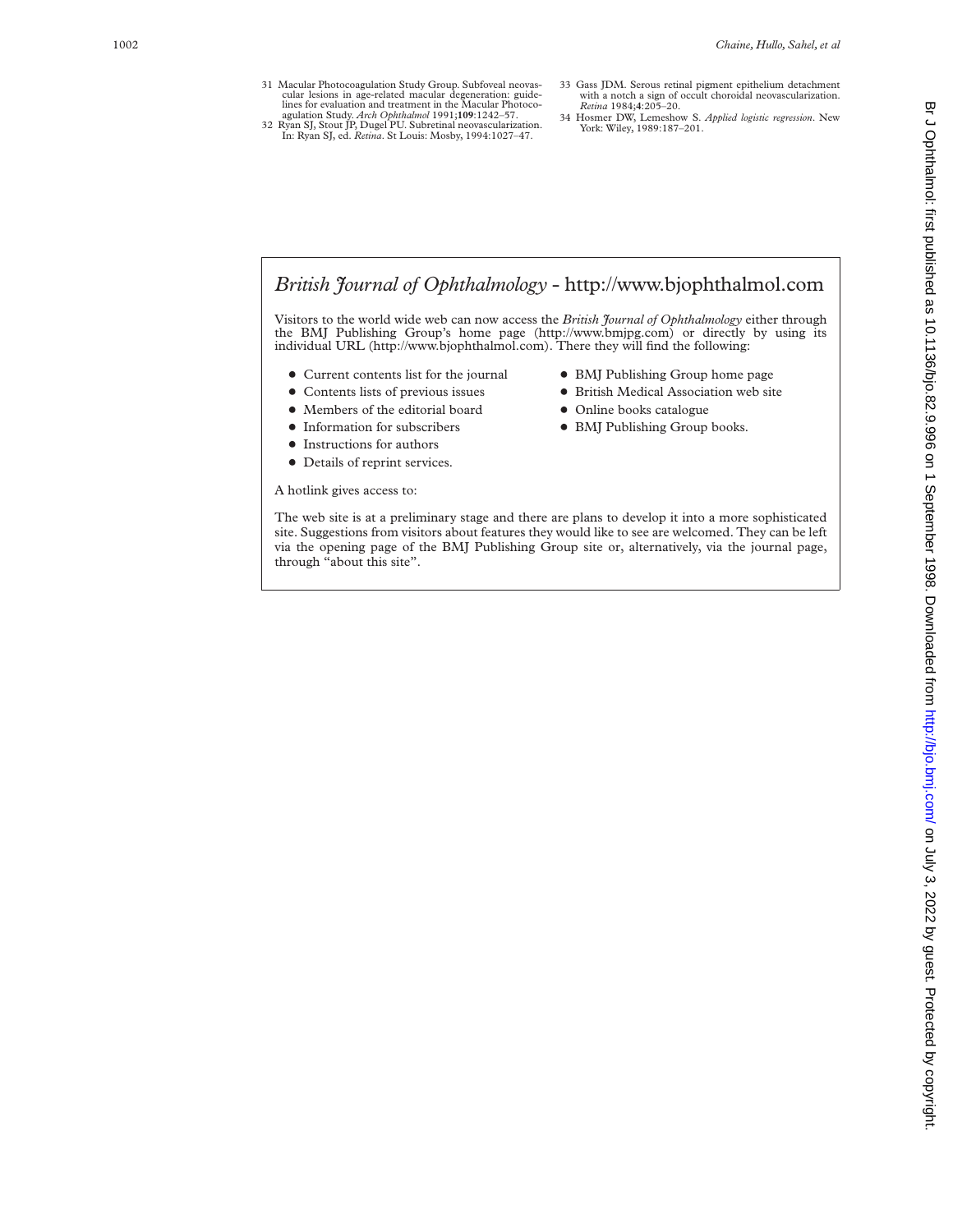31 Macular Photocoagulation Study Group. Subfoveal neovascular lesions in age-related macular degeneration: guidelines for evaluation and treatment in the Macular Photocoagulation Study. *Arch Ophthalmol* 1991;**109**:1242–57.

32 Ryan SJ, Stout JP, Dugel PU. Subretinal neovascularization. In: Ryan SJ, ed. *Retina*. St Louis: Mosby, 1994:1027–47.

33 Gass JDM. Serous retinal pigment epithelium detachment with a notch a sign of occult choroidal neovascularization. *Retina* 1984;**4**:205–20.

34 Hosmer DW, Lemeshow S. *Applied logistic regression*. New York: Wiley, 1989:187–201.

## *British Journal of Ophthalmology* - http://www.bjophthalmol.com

Visitors to the world wide web can now access the *British Journal of Ophthalmology* either through the BMJ Publishing Group's home page (http://www.bmjpg.com) or directly by using its individual URL (http://www.bjophthalmol.com). There they will find the following:

- Current contents list for the journal
- Contents lists of previous issues
- Members of the editorial board
- Information for subscribers
- Instructions for authors
- Details of reprint services.

A hotlink gives access to:

- BMJ Publishing Group home page
- British Medical Association web site
- Online books catalogue
- BMJ Publishing Group books.

The web site is at a preliminary stage and there are plans to develop it into a more sophisticated site. Suggestions from visitors about features they would like to see are welcomed. They can be left via the opening page of the BMJ Publishing Group site or, alternatively, via the journal page, through "about this site".